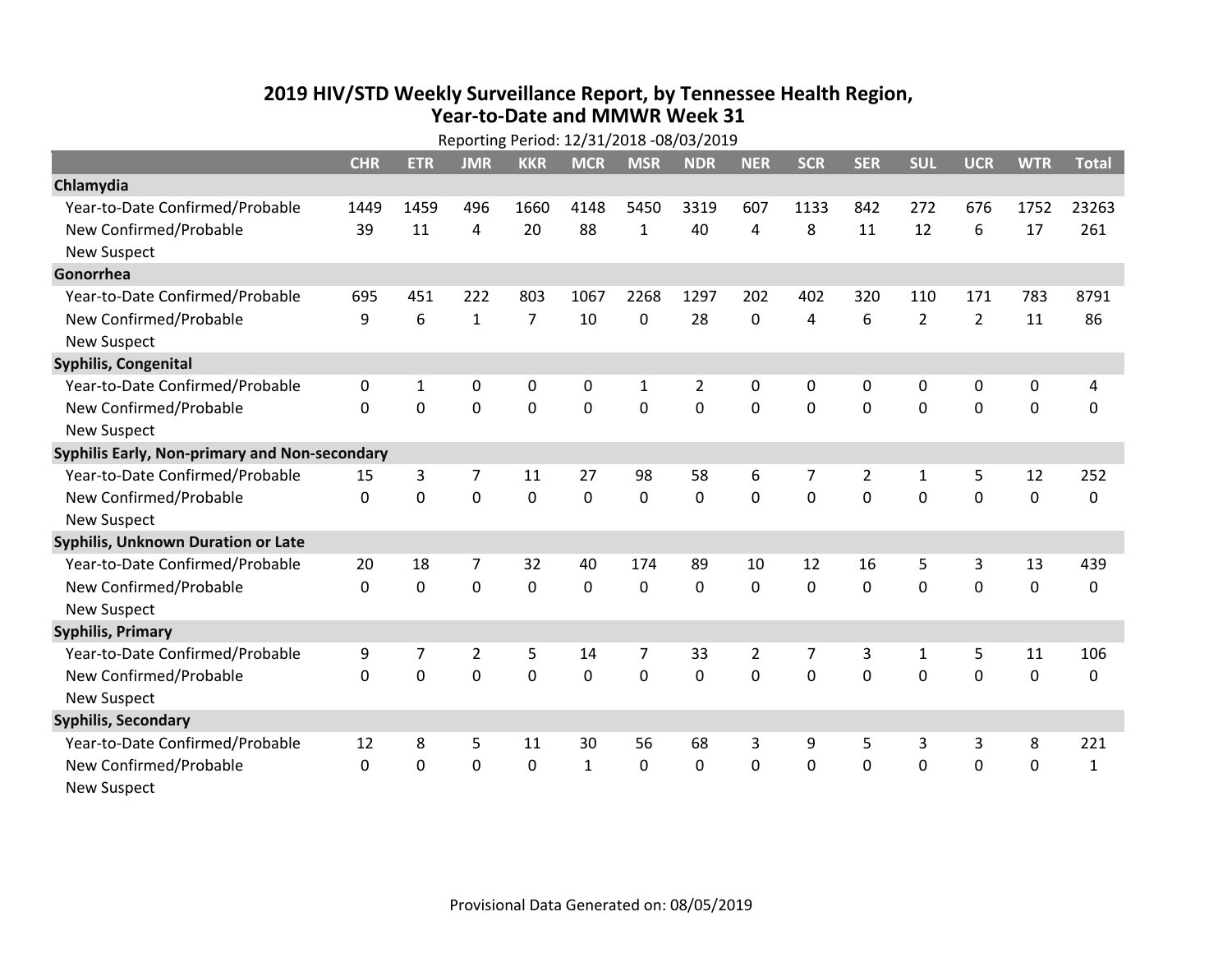# 2019 HIV/STD Weekly Surveillance Report, by Tennessee Health Region, Year-to-Date and MMWR Week 31

Reporting Period: 12/31/2018 -08/03/2019

| | CHR | ETR | JMR | KKR | MCR | MSR | NDR | NER | SCR | SER | SUL | UCR | WTR | Total |
|---|---|---|---|---|---|---|---|---|---|---|---|---|---|---|
| **Chlamydia** | | | | | | | | | | | | | | |
| Year-to-Date Confirmed/Probable | 1449 | 1459 | 496 | 1660 | 4148 | 5450 | 3319 | 607 | 1133 | 842 | 272 | 676 | 1752 | 23263 |
| New Confirmed/Probable | 39 | 11 | 4 | 20 | 88 | 1 | 40 | 4 | 8 | 11 | 12 | 6 | 17 | 261 |
| New Suspect | | | | | | | | | | | | | | |
| **Gonorrhea** | | | | | | | | | | | | | | |
| Year-to-Date Confirmed/Probable | 695 | 451 | 222 | 803 | 1067 | 2268 | 1297 | 202 | 402 | 320 | 110 | 171 | 783 | 8791 |
| New Confirmed/Probable | 9 | 6 | 1 | 7 | 10 | 0 | 28 | 0 | 4 | 6 | 2 | 2 | 11 | 86 |
| New Suspect | | | | | | | | | | | | | | |
| **Syphilis, Congenital** | | | | | | | | | | | | | | |
| Year-to-Date Confirmed/Probable | 0 | 1 | 0 | 0 | 0 | 1 | 2 | 0 | 0 | 0 | 0 | 0 | 0 | 4 |
| New Confirmed/Probable | 0 | 0 | 0 | 0 | 0 | 0 | 0 | 0 | 0 | 0 | 0 | 0 | 0 | 0 |
| New Suspect | | | | | | | | | | | | | | |
| **Syphilis Early, Non-primary and Non-secondary** | | | | | | | | | | | | | | |
| Year-to-Date Confirmed/Probable | 15 | 3 | 7 | 11 | 27 | 98 | 58 | 6 | 7 | 2 | 1 | 5 | 12 | 252 |
| New Confirmed/Probable | 0 | 0 | 0 | 0 | 0 | 0 | 0 | 0 | 0 | 0 | 0 | 0 | 0 | 0 |
| New Suspect | | | | | | | | | | | | | | |
| **Syphilis, Unknown Duration or Late** | | | | | | | | | | | | | | |
| Year-to-Date Confirmed/Probable | 20 | 18 | 7 | 32 | 40 | 174 | 89 | 10 | 12 | 16 | 5 | 3 | 13 | 439 |
| New Confirmed/Probable | 0 | 0 | 0 | 0 | 0 | 0 | 0 | 0 | 0 | 0 | 0 | 0 | 0 | 0 |
| New Suspect | | | | | | | | | | | | | | |
| **Syphilis, Primary** | | | | | | | | | | | | | | |
| Year-to-Date Confirmed/Probable | 9 | 7 | 2 | 5 | 14 | 7 | 33 | 2 | 7 | 3 | 1 | 5 | 11 | 106 |
| New Confirmed/Probable | 0 | 0 | 0 | 0 | 0 | 0 | 0 | 0 | 0 | 0 | 0 | 0 | 0 | 0 |
| New Suspect | | | | | | | | | | | | | | |
| **Syphilis, Secondary** | | | | | | | | | | | | | | |
| Year-to-Date Confirmed/Probable | 12 | 8 | 5 | 11 | 30 | 56 | 68 | 3 | 9 | 5 | 3 | 3 | 8 | 221 |
| New Confirmed/Probable | 0 | 0 | 0 | 0 | 1 | 0 | 0 | 0 | 0 | 0 | 0 | 0 | 0 | 1 |
| New Suspect | | | | | | | | | | | | | | |

Provisional Data Generated on: 08/05/2019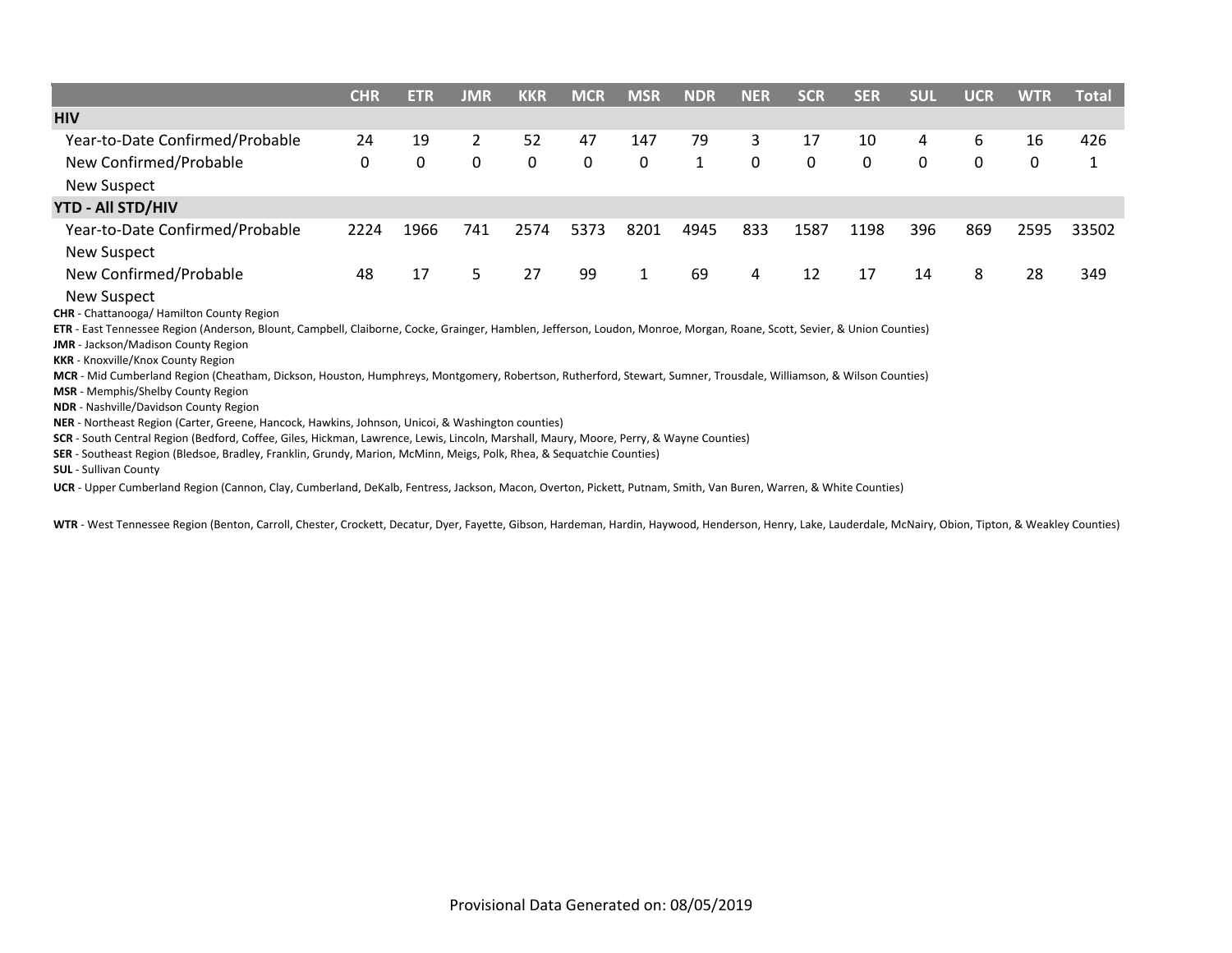| | CHR | ETR | JMR | KKR | MCR | MSR | NDR | NER | SCR | SER | SUL | UCR | WTR | Total |
|---|---|---|---|---|---|---|---|---|---|---|---|---|---|---|
| **HIV** | | | | | | | | | | | | | | |
| Year-to-Date Confirmed/Probable | 24 | 19 | 2 | 52 | 47 | 147 | 79 | 3 | 17 | 10 | 4 | 6 | 16 | 426 |
| New Confirmed/Probable | 0 | 0 | 0 | 0 | 0 | 0 | 1 | 0 | 0 | 0 | 0 | 0 | 0 | 1 |
| New Suspect | | | | | | | | | | | | | | |
| **YTD - All STD/HIV** | | | | | | | | | | | | | | |
| Year-to-Date Confirmed/Probable | 2224 | 1966 | 741 | 2574 | 5373 | 8201 | 4945 | 833 | 1587 | 1198 | 396 | 869 | 2595 | 33502 |
| New Suspect | | | | | | | | | | | | | | |
| New Confirmed/Probable | 48 | 17 | 5 | 27 | 99 | 1 | 69 | 4 | 12 | 17 | 14 | 8 | 28 | 349 |
| New Suspect | | | | | | | | | | | | | | |

**CHR** - Chattanooga/ Hamilton County Region

**ETR** - East Tennessee Region (Anderson, Blount, Campbell, Claiborne, Cocke, Grainger, Hamblen, Jefferson, Loudon, Monroe, Morgan, Roane, Scott, Sevier, & Union Counties)

**JMR** - Jackson/Madison County Region

**KKR** - Knoxville/Knox County Region

**MCR** - Mid Cumberland Region (Cheatham, Dickson, Houston, Humphreys, Montgomery, Robertson, Rutherford, Stewart, Sumner, Trousdale, Williamson, & Wilson Counties)

**MSR** - Memphis/Shelby County Region

**NDR** - Nashville/Davidson County Region

**NER** - Northeast Region (Carter, Greene, Hancock, Hawkins, Johnson, Unicoi, & Washington counties)

**SCR** - South Central Region (Bedford, Coffee, Giles, Hickman, Lawrence, Lewis, Lincoln, Marshall, Maury, Moore, Perry, & Wayne Counties)

**SER** - Southeast Region (Bledsoe, Bradley, Franklin, Grundy, Marion, McMinn, Meigs, Polk, Rhea, & Sequatchie Counties)

**SUL** - Sullivan County

**UCR** - Upper Cumberland Region (Cannon, Clay, Cumberland, DeKalb, Fentress, Jackson, Macon, Overton, Pickett, Putnam, Smith, Van Buren, Warren, & White Counties)

**WTR** - West Tennessee Region (Benton, Carroll, Chester, Crockett, Decatur, Dyer, Fayette, Gibson, Hardeman, Hardin, Haywood, Henderson, Henry, Lake, Lauderdale, McNairy, Obion, Tipton, & Weakley Counties)

Provisional Data Generated on: 08/05/2019